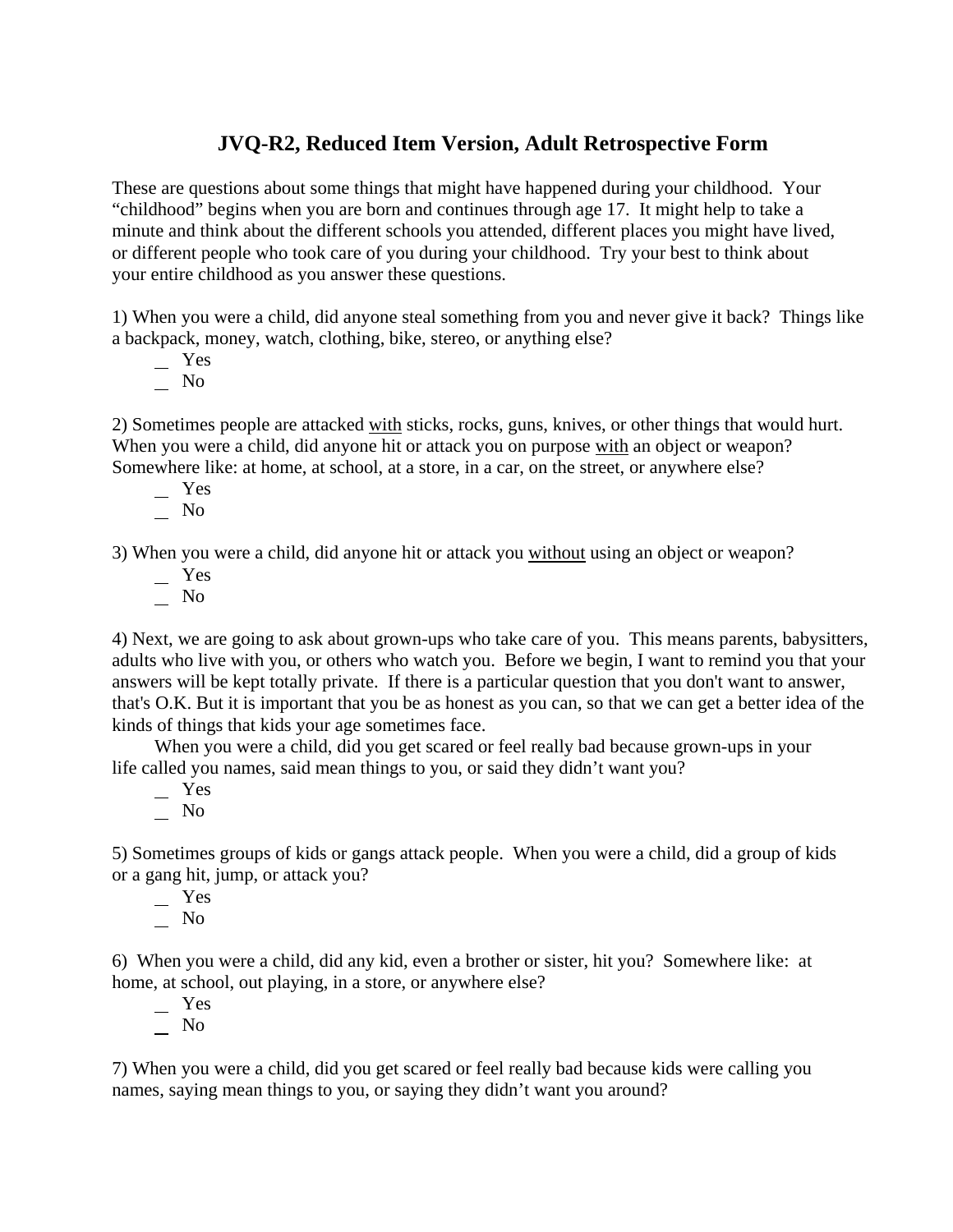# JVQ-R2, Reduced Item Version, Adult Retrospective Form

These are questions about some things that might have happened during your childhood. Your "childhood" begins when you are born and continues through age 17. It might help to take a minute and think about the different schools you attended, different places you might have lived, or different people who took care of you during your childhood. Try your best to think about your entire childhood as you answer these questions.

1) When you were a child, did anyone steal something from you and never give it back? Things like a backpack, money, watch, clothing, bike, stereo, or anything else?

- _ Yes
- _ No

2) Sometimes people are attacked <u>with</u> sticks, rocks, guns, knives, or other things that would hurt. When you were a child, did anyone hit or attack you on purpose <u>with</u> an object or weapon? Somewhere like: at home, at school, at a store, in a car, on the street, or anywhere else?

- _ Yes
- _ No

3) When you were a child, did anyone hit or attack you <u>without</u> using an object or weapon?

- _ Yes
- _ No

4) Next, we are going to ask about grown-ups who take care of you. This means parents, babysitters, adults who live with you, or others who watch you. Before we begin, I want to remind you that your answers will be kept totally private. If there is a particular question that you don't want to answer, that's O.K. But it is important that you be as honest as you can, so that we can get a better idea of the kinds of things that kids your age sometimes face.

When you were a child, did you get scared or feel really bad because grown-ups in your life called you names, said mean things to you, or said they didn't want you?

- _ Yes
- _ No

5) Sometimes groups of kids or gangs attack people. When you were a child, did a group of kids or a gang hit, jump, or attack you?

- _ Yes
- _ No

6) When you were a child, did any kid, even a brother or sister, hit you? Somewhere like: at home, at school, out playing, in a store, or anywhere else?

- _ Yes
- _ No

7) When you were a child, did you get scared or feel really bad because kids were calling you names, saying mean things to you, or saying they didn't want you around?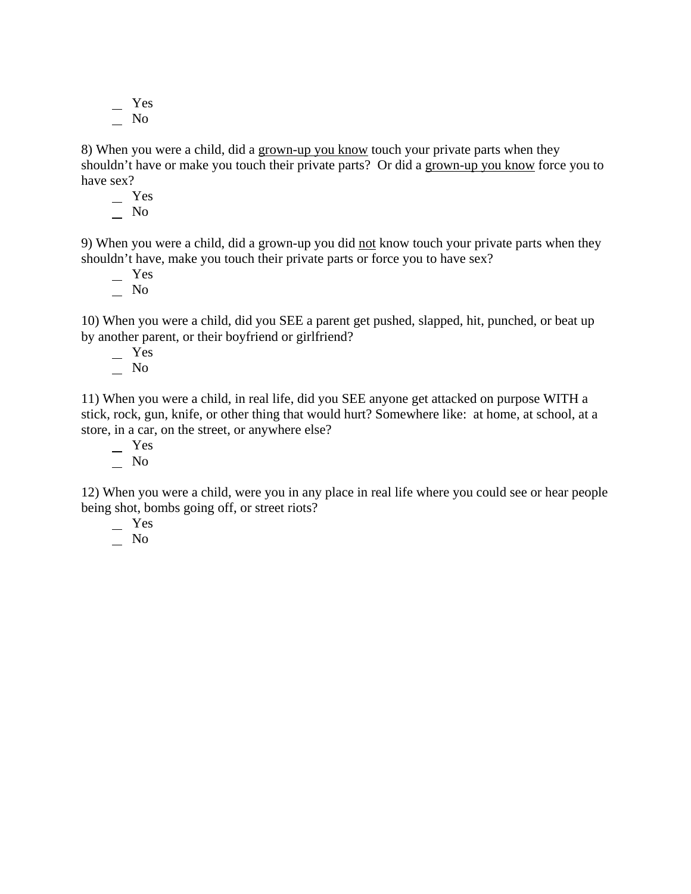_ Yes
_ No

8) When you were a child, did a <u>grown-up you know</u> touch your private parts when they shouldn't have or make you touch their private parts? Or did a <u>grown-up you know</u> force you to have sex?

_ Yes
_ No

9) When you were a child, did a grown-up you did <u>not</u> know touch your private parts when they shouldn't have, make you touch their private parts or force you to have sex?

_ Yes
_ No

10) When you were a child, did you SEE a parent get pushed, slapped, hit, punched, or beat up by another parent, or their boyfriend or girlfriend?

_ Yes
_ No

11) When you were a child, in real life, did you SEE anyone get attacked on purpose WITH a stick, rock, gun, knife, or other thing that would hurt? Somewhere like: at home, at school, at a store, in a car, on the street, or anywhere else?

_ Yes
_ No

12) When you were a child, were you in any place in real life where you could see or hear people being shot, bombs going off, or street riots?

_ Yes
_ No